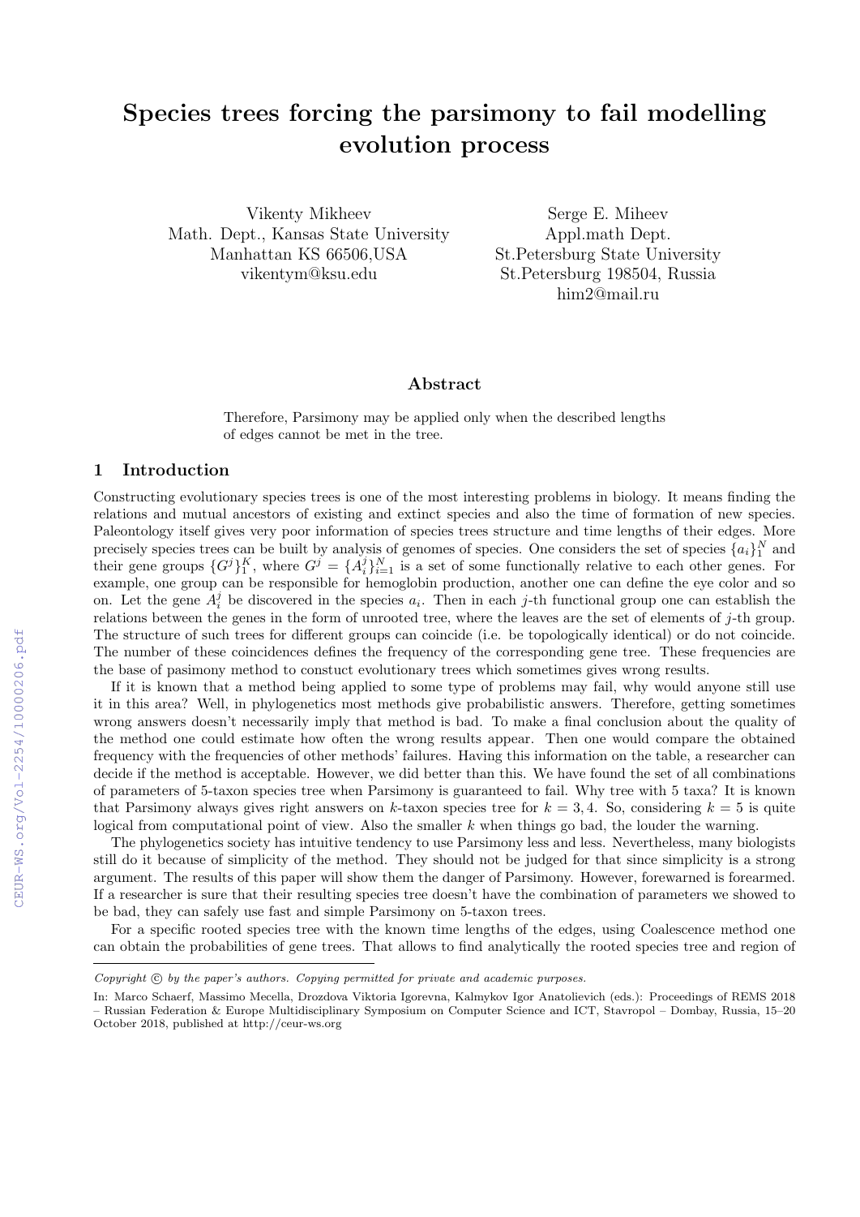# Species trees forcing the parsimony to fail modelling evolution process

Vikenty Mikheev
Math. Dept., Kansas State University
Manhattan KS 66506,USA
vikentym@ksu.edu

Serge E. Miheev
Appl.math Dept.
St.Petersburg State University
St.Petersburg 198504, Russia
him2@mail.ru

## Abstract

Therefore, Parsimony may be applied only when the described lengths of edges cannot be met in the tree.

## 1 Introduction

Constructing evolutionary species trees is one of the most interesting problems in biology. It means finding the relations and mutual ancestors of existing and extinct species and also the time of formation of new species. Paleontology itself gives very poor information of species trees structure and time lengths of their edges. More precisely species trees can be built by analysis of genomes of species. One considers the set of species $\{a_i\}_1^N$ and their gene groups $\{G^j\}_1^K$, where $G^j = \{A_i^j\}_{i=1}^N$ is a set of some functionally relative to each other genes. For example, one group can be responsible for hemoglobin production, another one can define the eye color and so on. Let the gene $A_i^j$ be discovered in the species $a_i$. Then in each $j$-th functional group one can establish the relations between the genes in the form of unrooted tree, where the leaves are the set of elements of $j$-th group. The structure of such trees for different groups can coincide (i.e. be topologically identical) or do not coincide. The number of these coincidences defines the frequency of the corresponding gene tree. These frequencies are the base of pasimony method to constuct evolutionary trees which sometimes gives wrong results.

If it is known that a method being applied to some type of problems may fail, why would anyone still use it in this area? Well, in phylogenetics most methods give probabilistic answers. Therefore, getting sometimes wrong answers doesn't necessarily imply that method is bad. To make a final conclusion about the quality of the method one could estimate how often the wrong results appear. Then one would compare the obtained frequency with the frequencies of other methods' failures. Having this information on the table, a researcher can decide if the method is acceptable. However, we did better than this. We have found the set of all combinations of parameters of 5-taxon species tree when Parsimony is guaranteed to fail. Why tree with 5 taxa? It is known that Parsimony always gives right answers on $k$-taxon species tree for $k = 3, 4$. So, considering $k = 5$ is quite logical from computational point of view. Also the smaller $k$ when things go bad, the louder the warning.

The phylogenetics society has intuitive tendency to use Parsimony less and less. Nevertheless, many biologists still do it because of simplicity of the method. They should not be judged for that since simplicity is a strong argument. The results of this paper will show them the danger of Parsimony. However, forewarned is forearmed. If a researcher is sure that their resulting species tree doesn't have the combination of parameters we showed to be bad, they can safely use fast and simple Parsimony on 5-taxon trees.

For a specific rooted species tree with the known time lengths of the edges, using Coalescence method one can obtain the probabilities of gene trees. That allows to find analytically the rooted species tree and region of

---

*Copyright © by the paper's authors. Copying permitted for private and academic purposes.*

In: Marco Schaerf, Massimo Mecella, Drozdova Viktoria Igorevna, Kalmykov Igor Anatolievich (eds.): Proceedings of REMS 2018 – Russian Federation & Europe Multidisciplinary Symposium on Computer Science and ICT, Stavropol – Dombay, Russia, 15–20 October 2018, published at http://ceur-ws.org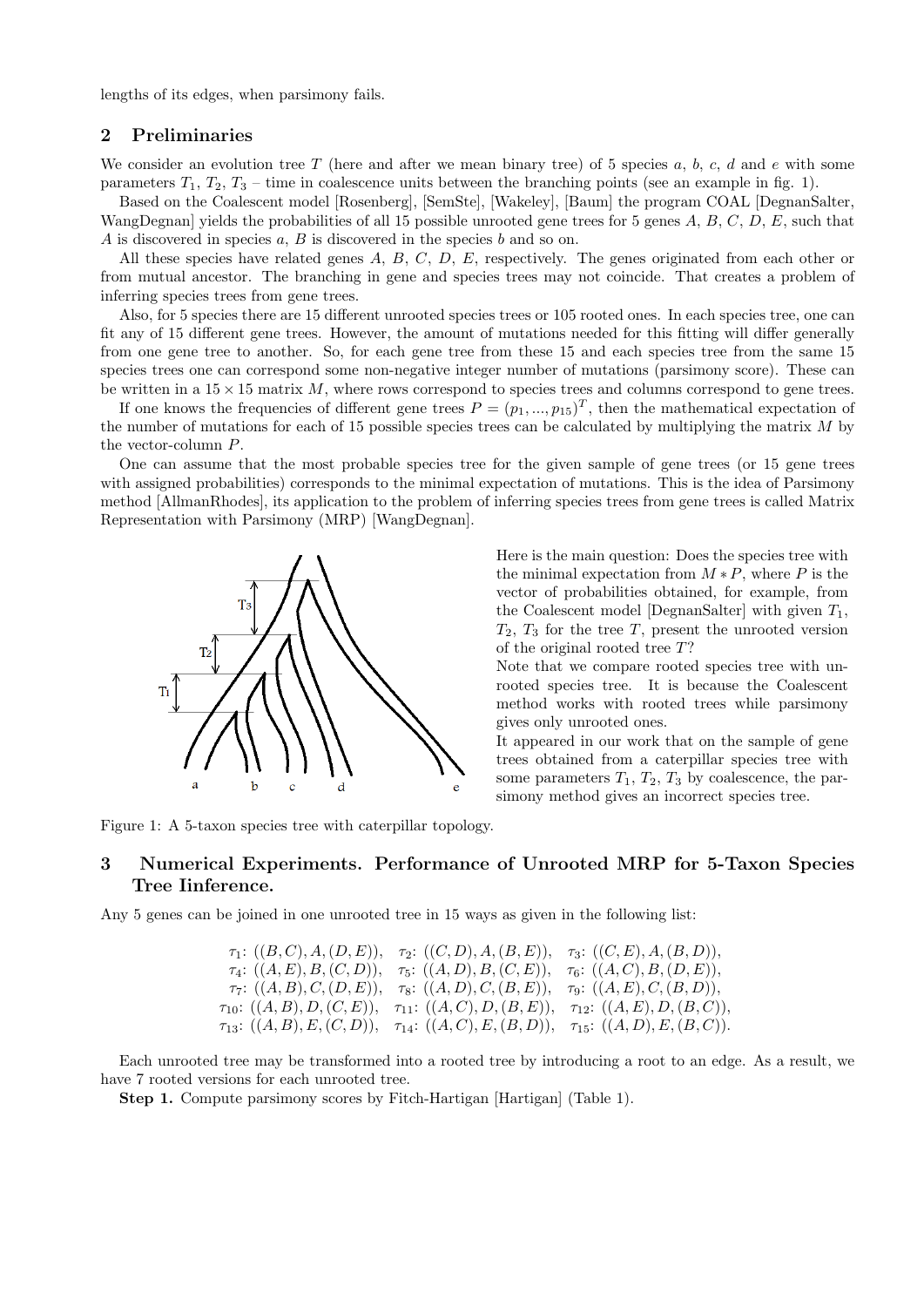lengths of its edges, when parsimony fails.

## 2 Preliminaries

We consider an evolution tree $T$ (here and after we mean binary tree) of 5 species $a$, $b$, $c$, $d$ and $e$ with some parameters $T_1$, $T_2$, $T_3$ – time in coalescence units between the branching points (see an example in fig. 1).

Based on the Coalescent model [Rosenberg], [SemSte], [Wakeley], [Baum] the program COAL [DegnanSalter, WangDegnan] yields the probabilities of all 15 possible unrooted gene trees for 5 genes $A$, $B$, $C$, $D$, $E$, such that $A$ is discovered in species $a$, $B$ is discovered in the species $b$ and so on.

All these species have related genes $A$, $B$, $C$, $D$, $E$, respectively. The genes originated from each other or from mutual ancestor. The branching in gene and species trees may not coincide. That creates a problem of inferring species trees from gene trees.

Also, for 5 species there are 15 different unrooted species trees or 105 rooted ones. In each species tree, one can fit any of 15 different gene trees. However, the amount of mutations needed for this fitting will differ generally from one gene tree to another. So, for each gene tree from these 15 and each species tree from the same 15 species trees one can correspond some non-negative integer number of mutations (parsimony score). These can be written in a $15 \times 15$ matrix $M$, where rows correspond to species trees and columns correspond to gene trees.

If one knows the frequencies of different gene trees $P = (p_1, ..., p_{15})^T$, then the mathematical expectation of the number of mutations for each of 15 possible species trees can be calculated by multiplying the matrix $M$ by the vector-column $P$.

One can assume that the most probable species tree for the given sample of gene trees (or 15 gene trees with assigned probabilities) corresponds to the minimal expectation of mutations. This is the idea of Parsimony method [AllmanRhodes], its application to the problem of inferring species trees from gene trees is called Matrix Representation with Parsimony (MRP) [WangDegnan].

Here is the main question: Does the species tree with the minimal expectation from $M * P$, where $P$ is the vector of probabilities obtained, for example, from the Coalescent model [DegnanSalter] with given $T_1$, $T_2$, $T_3$ for the tree $T$, present the unrooted version of the original rooted tree $T$?

Note that we compare rooted species tree with unrooted species tree. It is because the Coalescent method works with rooted trees while parsimony gives only unrooted ones.

It appeared in our work that on the sample of gene trees obtained from a caterpillar species tree with some parameters $T_1$, $T_2$, $T_3$ by coalescence, the parsimony method gives an incorrect species tree.

Figure 1: A 5-taxon species tree with caterpillar topology.

## 3 Numerical Experiments. Performance of Unrooted MRP for 5-Taxon Species Tree Iinference.

Any 5 genes can be joined in one unrooted tree in 15 ways as given in the following list:

$$
\begin{array}{lll}
\tau_1\text{: } ((B,C),A,(D,E)), & \tau_2\text{: } ((C,D),A,(B,E)), & \tau_3\text{: } ((C,E),A,(B,D)), \\
\tau_4\text{: } ((A,E),B,(C,D)), & \tau_5\text{: } ((A,D),B,(C,E)), & \tau_6\text{: } ((A,C),B,(D,E)), \\
\tau_7\text{: } ((A,B),C,(D,E)), & \tau_8\text{: } ((A,D),C,(B,E)), & \tau_9\text{: } ((A,E),C,(B,D)), \\
\tau_{10}\text{: } ((A,B),D,(C,E)), & \tau_{11}\text{: } ((A,C),D,(B,E)), & \tau_{12}\text{: } ((A,E),D,(B,C)), \\
\tau_{13}\text{: } ((A,B),E,(C,D)), & \tau_{14}\text{: } ((A,C),E,(B,D)), & \tau_{15}\text{: } ((A,D),E,(B,C)).
\end{array}
$$

Each unrooted tree may be transformed into a rooted tree by introducing a root to an edge. As a result, we have 7 rooted versions for each unrooted tree.

**Step 1.** Compute parsimony scores by Fitch-Hartigan [Hartigan] (Table 1).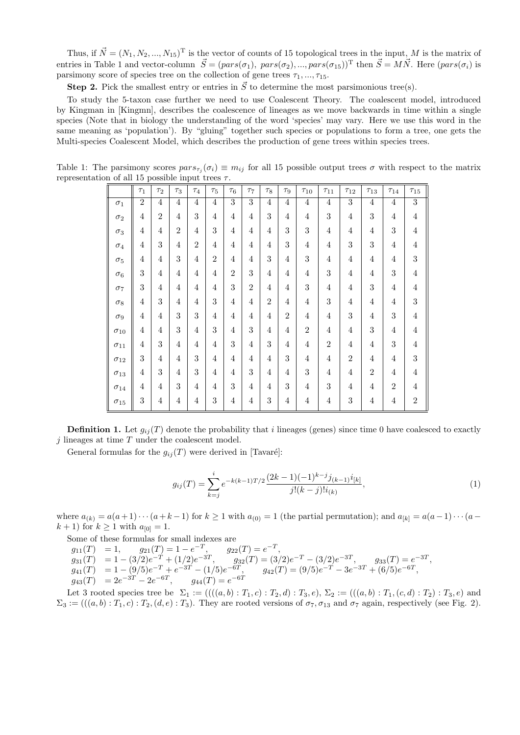Thus, if $\vec{N} = (N_1, N_2, ..., N_{15})^{\mathrm{T}}$ is the vector of counts of 15 topological trees in the input, $M$ is the matrix of entries in Table 1 and vector-column $\vec{S} = (pars(\sigma_1),\ pars(\sigma_2), ..., pars(\sigma_{15}))^{\mathrm{T}}$ then $\vec{S} = M\vec{N}$. Here $(pars(\sigma_i)$ is parsimony score of species tree on the collection of gene trees $\tau_1, ..., \tau_{15}$.

**Step 2.** Pick the smallest entry or entries in $\vec{S}$ to determine the most parsimonious tree(s).

To study the 5-taxon case further we need to use Coalescent Theory. The coalescent model, introduced by Kingman in [Kingmn], describes the coalescence of lineages as we move backwards in time within a single species (Note that in biology the understanding of the word 'species' may vary. Here we use this word in the same meaning as 'population'). By "gluing" together such species or populations to form a tree, one gets the Multi-species Coalescent Model, which describes the production of gene trees within species trees.

Table 1: The parsimony scores $pars_{\tau_j}(\sigma_i) \equiv m_{ij}$ for all 15 possible output trees $\sigma$ with respect to the matrix representation of all 15 possible input trees $\tau$.

| | $\tau_1$ | $\tau_2$ | $\tau_3$ | $\tau_4$ | $\tau_5$ | $\tau_6$ | $\tau_7$ | $\tau_8$ | $\tau_9$ | $\tau_{10}$ | $\tau_{11}$ | $\tau_{12}$ | $\tau_{13}$ | $\tau_{14}$ | $\tau_{15}$ |
|---|---|---|---|---|---|---|---|---|---|---|---|---|---|---|---|
| $\sigma_1$ | 2 | 4 | 4 | 4 | 4 | 3 | 3 | 4 | 4 | 4 | 4 | 3 | 4 | 4 | 3 |
| $\sigma_2$ | 4 | 2 | 4 | 3 | 4 | 4 | 4 | 3 | 4 | 4 | 3 | 4 | 3 | 4 | 4 |
| $\sigma_3$ | 4 | 4 | 2 | 4 | 3 | 4 | 4 | 4 | 3 | 3 | 4 | 4 | 4 | 3 | 4 |
| $\sigma_4$ | 4 | 3 | 4 | 2 | 4 | 4 | 4 | 4 | 3 | 4 | 4 | 3 | 3 | 4 | 4 |
| $\sigma_5$ | 4 | 4 | 3 | 4 | 2 | 4 | 4 | 3 | 4 | 3 | 4 | 4 | 4 | 4 | 3 |
| $\sigma_6$ | 3 | 4 | 4 | 4 | 4 | 2 | 3 | 4 | 4 | 4 | 3 | 4 | 4 | 3 | 4 |
| $\sigma_7$ | 3 | 4 | 4 | 4 | 4 | 3 | 2 | 4 | 4 | 3 | 4 | 4 | 3 | 4 | 4 |
| $\sigma_8$ | 4 | 3 | 4 | 4 | 3 | 4 | 4 | 2 | 4 | 4 | 3 | 4 | 4 | 4 | 3 |
| $\sigma_9$ | 4 | 4 | 3 | 3 | 4 | 4 | 4 | 4 | 2 | 4 | 4 | 3 | 4 | 3 | 4 |
| $\sigma_{10}$ | 4 | 4 | 3 | 4 | 3 | 4 | 3 | 4 | 4 | 2 | 4 | 4 | 3 | 4 | 4 |
| $\sigma_{11}$ | 4 | 3 | 4 | 4 | 4 | 3 | 4 | 3 | 4 | 4 | 2 | 4 | 4 | 3 | 4 |
| $\sigma_{12}$ | 3 | 4 | 4 | 3 | 4 | 4 | 4 | 4 | 3 | 4 | 4 | 2 | 4 | 4 | 3 |
| $\sigma_{13}$ | 4 | 3 | 4 | 3 | 4 | 4 | 3 | 4 | 4 | 3 | 4 | 4 | 2 | 4 | 4 |
| $\sigma_{14}$ | 4 | 4 | 3 | 4 | 4 | 3 | 4 | 4 | 3 | 4 | 3 | 4 | 4 | 2 | 4 |
| $\sigma_{15}$ | 3 | 4 | 4 | 4 | 3 | 4 | 4 | 3 | 4 | 4 | 4 | 3 | 4 | 4 | 2 |

**Definition 1.** Let $g_{ij}(T)$ denote the probability that $i$ lineages (genes) since time 0 have coalesced to exactly $j$ lineages at time $T$ under the coalescent model.

General formulas for the $g_{ij}(T)$ were derived in [Tavaré]:

$$g_{ij}(T) = \sum_{k=j}^{i} e^{-k(k-1)T/2} \frac{(2k-1)(-1)^{k-j} j_{(k-1)} i_{[k]}}{j!(k-j)! i_{(k)}}, \tag{1}$$

where $a_{(k)} = a(a+1)\cdots(a+k-1)$ for $k \geq 1$ with $a_{(0)} = 1$ (the partial permutation); and $a_{[k]} = a(a-1)\cdots(a-k+1)$ for $k \geq 1$ with $a_{[0]} = 1$.

Some of these formulas for small indexes are

$g_{11}(T) = 1, \quad g_{21}(T) = 1 - e^{-T}, \quad g_{22}(T) = e^{-T},$

$g_{31}(T) = 1 - (3/2)e^{-T} + (1/2)e^{-3T}, \quad g_{32}(T) = (3/2)e^{-T} - (3/2)e^{-3T}, \quad g_{33}(T) = e^{-3T},$

$g_{41}(T) = 1 - (9/5)e^{-T} + e^{-3T} - (1/5)e^{-6T}, \quad g_{42}(T) = (9/5)e^{-T} - 3e^{-3T} + (6/5)e^{-6T},$

$g_{43}(T) = 2e^{-3T} - 2e^{-6T}, \quad g_{44}(T) = e^{-6T}$

Let 3 rooted species tree be $\Sigma_1 := ((((a,b) : T_1, c) : T_2, d) : T_3, e)$, $\Sigma_2 := (((a,b) : T_1, (c,d) : T_2) : T_3, e)$ and $\Sigma_3 := (((a,b) : T_1, c) : T_2, (d,e) : T_3)$. They are rooted versions of $\sigma_7, \sigma_{13}$ and $\sigma_7$ again, respectively (see Fig. 2).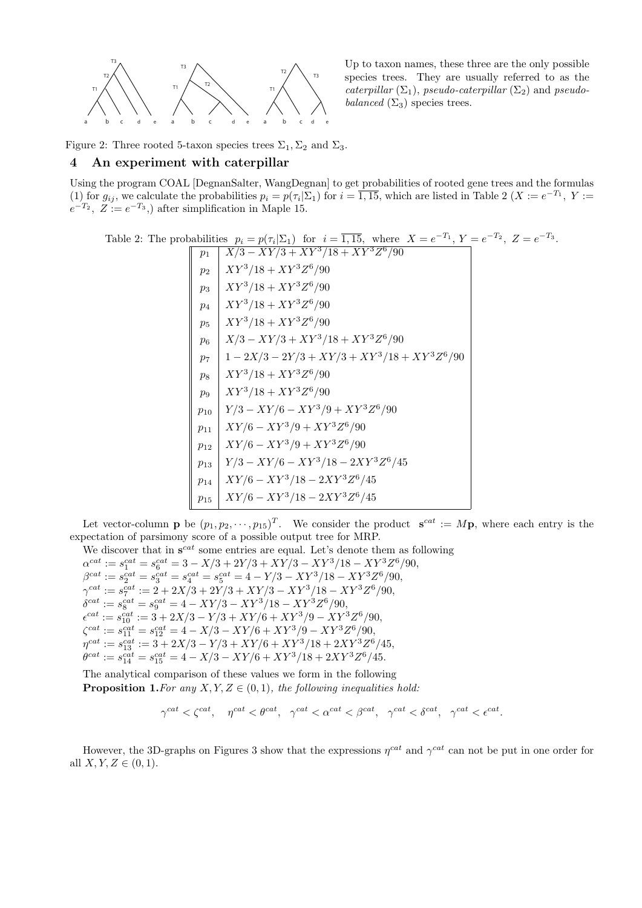Up to taxon names, these three are the only possible species trees. They are usually referred to as the *caterpillar* ($\Sigma_1$), *pseudo-caterpillar* ($\Sigma_2$) and *pseudo-balanced* ($\Sigma_3$) species trees.

Figure 2: Three rooted 5-taxon species trees $\Sigma_1, \Sigma_2$ and $\Sigma_3$.

## 4 An experiment with caterpillar

Using the program COAL [DegnanSalter, WangDegnan] to get probabilities of rooted gene trees and the formulas (1) for $g_{ij}$, we calculate the probabilities $p_i = p(\tau_i|\Sigma_1)$ for $i = \overline{1,15}$, which are listed in Table 2 ($X := e^{-T_1},\ Y := e^{-T_2},\ Z := e^{-T_3}$,) after simplification in Maple 15.

Table 2: The probabilities $p_i = p(\tau_i|\Sigma_1)$ for $i = \overline{1,15}$, where $X = e^{-T_1},\ Y = e^{-T_2},\ Z = e^{-T_3}$.

| | |
|---|---|
| $p_1$ | $X/3 - XY/3 + XY^3/18 + XY^3Z^6/90$ |
| $p_2$ | $XY^3/18 + XY^3Z^6/90$ |
| $p_3$ | $XY^3/18 + XY^3Z^6/90$ |
| $p_4$ | $XY^3/18 + XY^3Z^6/90$ |
| $p_5$ | $XY^3/18 + XY^3Z^6/90$ |
| $p_6$ | $X/3 - XY/3 + XY^3/18 + XY^3Z^6/90$ |
| $p_7$ | $1 - 2X/3 - 2Y/3 + XY/3 + XY^3/18 + XY^3Z^6/90$ |
| $p_8$ | $XY^3/18 + XY^3Z^6/90$ |
| $p_9$ | $XY^3/18 + XY^3Z^6/90$ |
| $p_{10}$ | $Y/3 - XY/6 - XY^3/9 + XY^3Z^6/90$ |
| $p_{11}$ | $XY/6 - XY^3/9 + XY^3Z^6/90$ |
| $p_{12}$ | $XY/6 - XY^3/9 + XY^3Z^6/90$ |
| $p_{13}$ | $Y/3 - XY/6 - XY^3/18 - 2XY^3Z^6/45$ |
| $p_{14}$ | $XY/6 - XY^3/18 - 2XY^3Z^6/45$ |
| $p_{15}$ | $XY/6 - XY^3/18 - 2XY^3Z^6/45$ |

Let vector-column $\mathbf{p}$ be $(p_1, p_2, \cdots, p_{15})^T$. We consider the product $\mathbf{s}^{cat} := M\mathbf{p}$, where each entry is the expectation of parsimony score of a possible output tree for MRP.

We discover that in $\mathbf{s}^{cat}$ some entries are equal. Let's denote them as following

$\alpha^{cat} := s_1^{cat} = s_6^{cat} = 3 - X/3 + 2Y/3 + XY/3 - XY^3/18 - XY^3Z^6/90,$
$\beta^{cat} := s_2^{cat} = s_3^{cat} = s_4^{cat} = s_5^{cat} = 4 - Y/3 - XY^3/18 - XY^3Z^6/90,$
$\gamma^{cat} := s_7^{cat} := 2 + 2X/3 + 2Y/3 + XY/3 - XY^3/18 - XY^3Z^6/90,$
$\delta^{cat} := s_8^{cat} = s_9^{cat} = 4 - XY/3 - XY^3/18 - XY^3Z^6/90,$
$\epsilon^{cat} := s_{10}^{cat} := 3 + 2X/3 - Y/3 + XY/6 + XY^3/9 - XY^3Z^6/90,$
$\zeta^{cat} := s_{11}^{cat} = s_{12}^{cat} = 4 - X/3 - XY/6 + XY^3/9 - XY^3Z^6/90,$
$\eta^{cat} := s_{13}^{cat} := 3 + 2X/3 - Y/3 + XY/6 + XY^3/18 + 2XY^3Z^6/45,$
$\theta^{cat} := s_{14}^{cat} = s_{15}^{cat} = 4 - X/3 - XY/6 + XY^3/18 + 2XY^3Z^6/45.$

The analytical comparison of these values we form in the following

**Proposition 1.** *For any $X, Y, Z \in (0,1)$, the following inequalities hold:*

$$\gamma^{cat} < \zeta^{cat}, \quad \eta^{cat} < \theta^{cat}, \quad \gamma^{cat} < \alpha^{cat} < \beta^{cat}, \quad \gamma^{cat} < \delta^{cat}, \quad \gamma^{cat} < \epsilon^{cat}.$$

However, the 3D-graphs on Figures 3 show that the expressions $\eta^{cat}$ and $\gamma^{cat}$ can not be put in one order for all $X, Y, Z \in (0,1)$.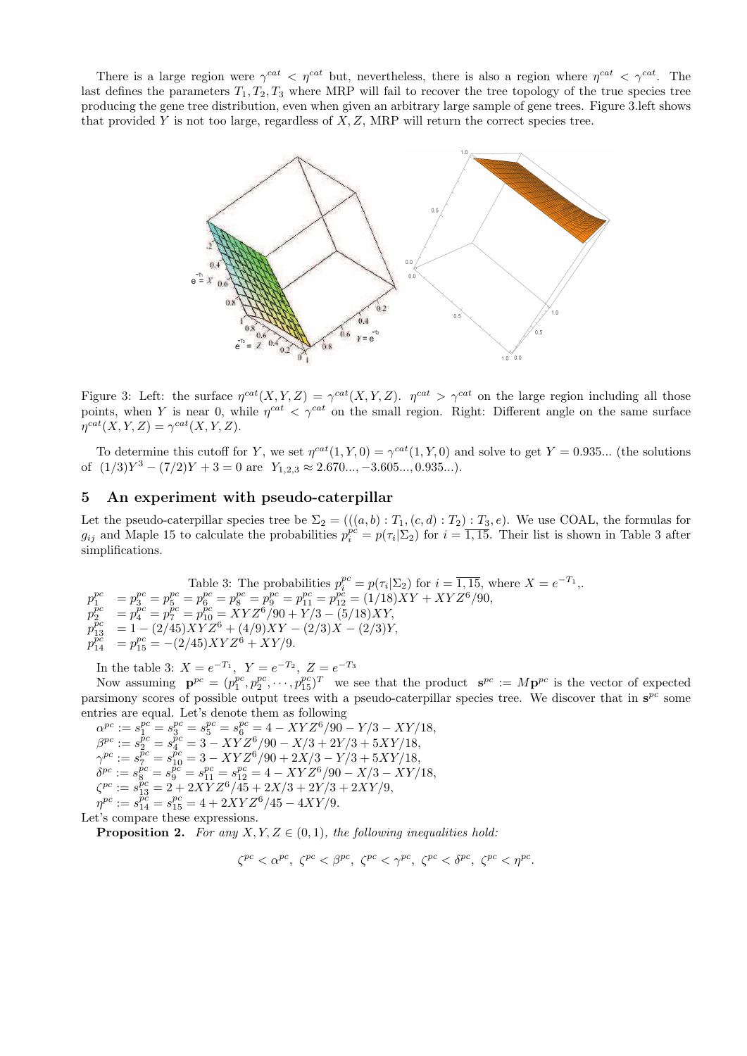There is a large region were $\gamma^{cat} < \eta^{cat}$ but, nevertheless, there is also a region where $\eta^{cat} < \gamma^{cat}$. The last defines the parameters $T_1, T_2, T_3$ where MRP will fail to recover the tree topology of the true species tree producing the gene tree distribution, even when given an arbitrary large sample of gene trees. Figure 3.left shows that provided $Y$ is not too large, regardless of $X, Z$, MRP will return the correct species tree.

Figure 3: Left: the surface $\eta^{cat}(X,Y,Z) = \gamma^{cat}(X,Y,Z)$. $\eta^{cat} > \gamma^{cat}$ on the large region including all those points, when $Y$ is near 0, while $\eta^{cat} < \gamma^{cat}$ on the small region. Right: Different angle on the same surface $\eta^{cat}(X,Y,Z) = \gamma^{cat}(X,Y,Z)$.

To determine this cutoff for $Y$, we set $\eta^{cat}(1,Y,0) = \gamma^{cat}(1,Y,0)$ and solve to get $Y = 0.935...$ (the solutions of $(1/3)Y^3 - (7/2)Y + 3 = 0$ are $Y_{1,2,3} \approx 2.670..., -3.605..., 0.935...$).

## 5 An experiment with pseudo-caterpillar

Let the pseudo-caterpillar species tree be $\Sigma_2 = (((a,b):T_1,(c,d):T_2):T_3,e)$. We use COAL, the formulas for $g_{ij}$ and Maple 15 to calculate the probabilities $p_i^{pc} = p(\tau_i|\Sigma_2)$ for $i = \overline{1,15}$. Their list is shown in Table 3 after simplifications.

Table 3: The probabilities $p_i^{pc} = p(\tau_i|\Sigma_2)$ for $i = \overline{1,15}$, where $X = e^{-T_1}$,.

$$p_1^{pc} = p_3^{pc} = p_5^{pc} = p_6^{pc} = p_8^{pc} = p_9^{pc} = p_{11}^{pc} = p_{12}^{pc} = (1/18)XY + XYZ^6/90,$$
$$p_2^{pc} = p_4^{pc} = p_7^{pc} = p_{10}^{pc} = XYZ^6/90 + Y/3 - (5/18)XY,$$
$$p_{13}^{pc} = 1 - (2/45)XYZ^6 + (4/9)XY - (2/3)X - (2/3)Y,$$
$$p_{14}^{pc} = p_{15}^{pc} = -(2/45)XYZ^6 + XY/9.$$

In the table 3: $X = e^{-T_1}$, $Y = e^{-T_2}$, $Z = e^{-T_3}$

Now assuming $\mathbf{p}^{pc} = (p_1^{pc}, p_2^{pc}, \cdots, p_{15}^{pc})^T$ we see that the product $\mathbf{s}^{pc} := M\mathbf{p}^{pc}$ is the vector of expected parsimony scores of possible output trees with a pseudo-caterpillar species tree. We discover that in $\mathbf{s}^{pc}$ some entries are equal. Let's denote them as following

$\alpha^{pc} := s_1^{pc} = s_3^{pc} = s_5^{pc} = s_6^{pc} = 4 - XYZ^6/90 - Y/3 - XY/18,$
$\beta^{pc} := s_2^{pc} = s_4^{pc} = 3 - XYZ^6/90 - X/3 + 2Y/3 + 5XY/18,$
$\gamma^{pc} := s_7^{pc} = s_{10}^{pc} = 3 - XYZ^6/90 + 2X/3 - Y/3 + 5XY/18,$
$\delta^{pc} := s_8^{pc} = s_9^{pc} = s_{11}^{pc} = s_{12}^{pc} = 4 - XYZ^6/90 - X/3 - XY/18,$
$\zeta^{pc} := s_{13}^{pc} = 2 + 2XYZ^6/45 + 2X/3 + 2Y/3 + 2XY/9,$
$\eta^{pc} := s_{14}^{pc} = s_{15}^{pc} = 4 + 2XYZ^6/45 - 4XY/9.$

Let's compare these expressions.

**Proposition 2.** *For any $X, Y, Z \in (0,1)$, the following inequalities hold:*

$$\zeta^{pc} < \alpha^{pc},\ \zeta^{pc} < \beta^{pc},\ \zeta^{pc} < \gamma^{pc},\ \zeta^{pc} < \delta^{pc},\ \zeta^{pc} < \eta^{pc}.$$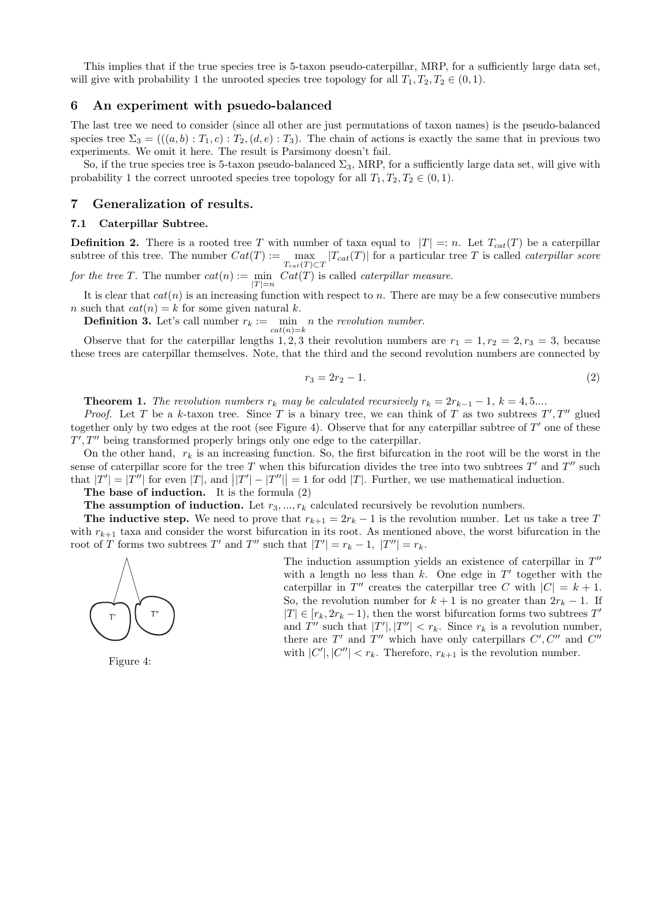This implies that if the true species tree is 5-taxon pseudo-caterpillar, MRP, for a sufficiently large data set, will give with probability 1 the unrooted species tree topology for all $T_1, T_2, T_2 \in (0,1)$.

## 6 An experiment with psuedo-balanced

The last tree we need to consider (since all other are just permutations of taxon names) is the pseudo-balanced species tree $\Sigma_3 = (((a,b):T_1,c):T_2,(d,e):T_3)$. The chain of actions is exactly the same that in previous two experiments. We omit it here. The result is Parsimony doesn't fail.

So, if the true species tree is 5-taxon pseudo-balanced $\Sigma_3$, MRP, for a sufficiently large data set, will give with probability 1 the correct unrooted species tree topology for all $T_1, T_2, T_2 \in (0,1)$.

## 7 Generalization of results.

### 7.1 Caterpillar Subtree.

**Definition 2.** There is a rooted tree $T$ with number of taxa equal to $|T| =: n$. Let $T_{cat}(T)$ be a caterpillar subtree of this tree. The number $Cat(T) := \max\limits_{T_{cat}(T)\subset T} |T_{cat}(T)|$ for a particular tree $T$ is called *caterpillar score for the tree $T$*. The number $cat(n) := \min\limits_{|T|=n} Cat(T)$ is called *caterpillar measure*.

It is clear that $cat(n)$ is an increasing function with respect to $n$. There are may be a few consecutive numbers $n$ such that $cat(n) = k$ for some given natural $k$.

**Definition 3.** Let's call number $r_k := \min\limits_{cat(n)=k} n$ the *revolution number*.

Observe that for the caterpillar lengths $1, 2, 3$ their revolution numbers are $r_1 = 1, r_2 = 2, r_3 = 3$, because these trees are caterpillar themselves. Note, that the third and the second revolution numbers are connected by

$$r_3 = 2r_2 - 1. \tag{2}$$

**Theorem 1.** *The revolution numbers $r_k$ may be calculated recursively $r_k = 2r_{k-1} - 1$, $k = 4, 5 \ldots$.*

*Proof.* Let $T$ be a $k$-taxon tree. Since $T$ is a binary tree, we can think of $T$ as two subtrees $T', T''$ glued together only by two edges at the root (see Figure 4). Observe that for any caterpillar subtree of $T'$ one of these $T', T''$ being transformed properly brings only one edge to the caterpillar.

On the other hand, $r_k$ is an increasing function. So, the first bifurcation in the root will be the worst in the sense of caterpillar score for the tree $T$ when this bifurcation divides the tree into two subtrees $T'$ and $T''$ such that $|T'| = |T''|$ for even $|T|$, and $\big||T'| - |T''|\big| = 1$ for odd $|T|$. Further, we use mathematical induction.

**The base of induction.** It is the formula (2)

**The assumption of induction.** Let $r_3, \ldots, r_k$ calculated recursively be revolution numbers.

**The inductive step.** We need to prove that $r_{k+1} = 2r_k - 1$ is the revolution number. Let us take a tree $T$ with $r_{k+1}$ taxa and consider the worst bifurcation in its root. As mentioned above, the worst bifurcation in the root of $T$ forms two subtrees $T'$ and $T''$ such that $|T'| = r_k - 1$, $|T''| = r_k$.

Figure 4:

The induction assumption yields an existence of caterpillar in $T''$ with a length no less than $k$. One edge in $T'$ together with the caterpillar in $T''$ creates the caterpillar tree $C$ with $|C| = k+1$. So, the revolution number for $k+1$ is no greater than $2r_k - 1$. If $|T| \in [r_k, 2r_k - 1)$, then the worst bifurcation forms two subtrees $T'$ and $T''$ such that $|T'|, |T''| < r_k$. Since $r_k$ is a revolution number, there are $T'$ and $T''$ which have only caterpillars $C', C''$ and $C''$ with $|C'|, |C''| < r_k$. Therefore, $r_{k+1}$ is the revolution number.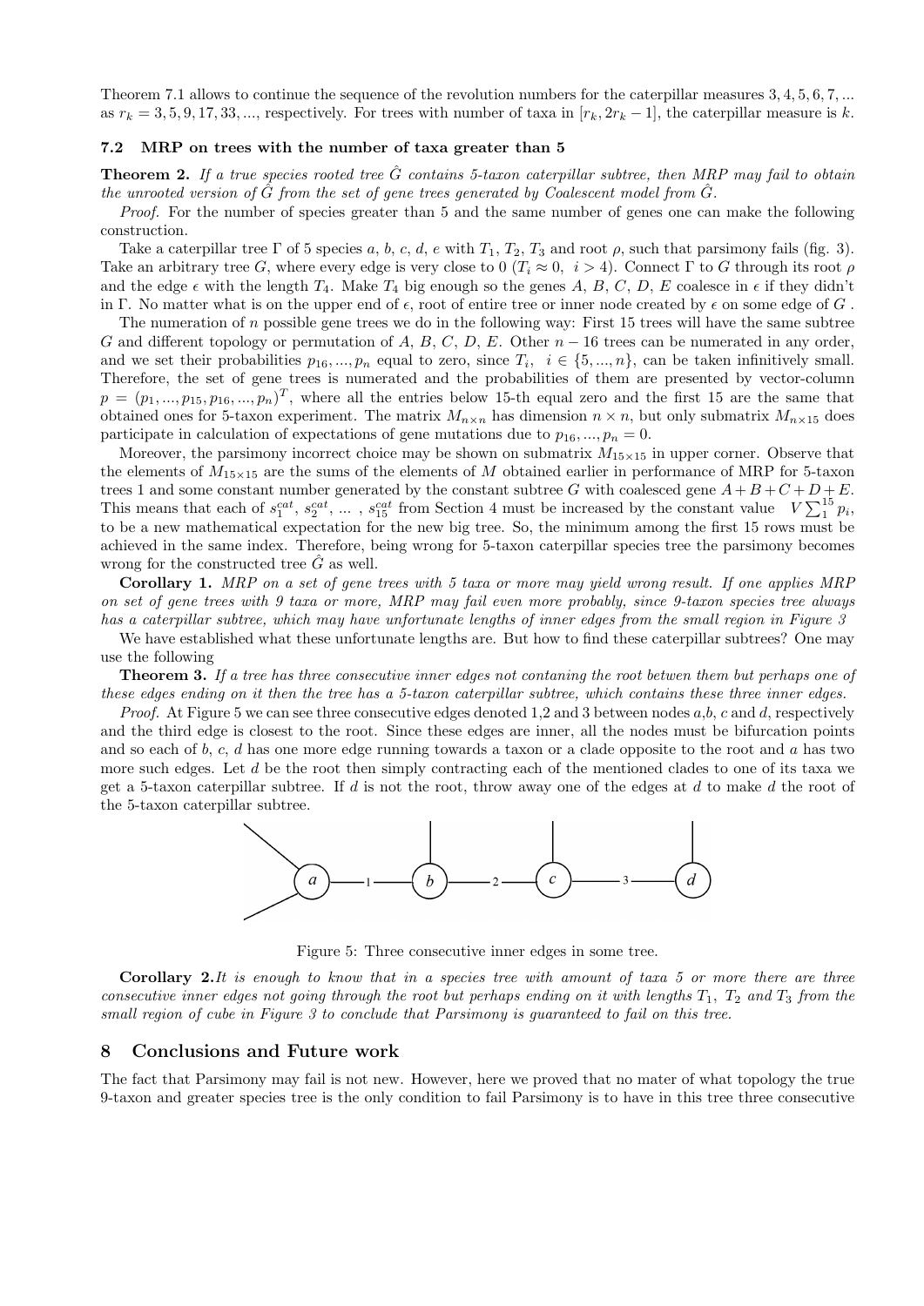Theorem 7.1 allows to continue the sequence of the revolution numbers for the caterpillar measures 3, 4, 5, 6, 7, ... as $r_k = 3, 5, 9, 17, 33, ...$, respectively. For trees with number of taxa in $[r_k, 2r_k - 1]$, the caterpillar measure is $k$.

### 7.2 MRP on trees with the number of taxa greater than 5

**Theorem 2.** *If a true species rooted tree $\hat{G}$ contains 5-taxon caterpillar subtree, then MRP may fail to obtain the unrooted version of $\hat{G}$ from the set of gene trees generated by Coalescent model from $\hat{G}$.*

*Proof.* For the number of species greater than 5 and the same number of genes one can make the following construction.

Take a caterpillar tree $\Gamma$ of 5 species $a$, $b$, $c$, $d$, $e$ with $T_1$, $T_2$, $T_3$ and root $\rho$, such that parsimony fails (fig. 3). Take an arbitrary tree $G$, where every edge is very close to 0 ($T_i \approx 0,\ i > 4$). Connect $\Gamma$ to $G$ through its root $\rho$ and the edge $\epsilon$ with the length $T_4$. Make $T_4$ big enough so the genes $A$, $B$, $C$, $D$, $E$ coalesce in $\epsilon$ if they didn't in $\Gamma$. No matter what is on the upper end of $\epsilon$, root of entire tree or inner node created by $\epsilon$ on some edge of $G$ .

The numeration of $n$ possible gene trees we do in the following way: First 15 trees will have the same subtree $G$ and different topology or permutation of $A$, $B$, $C$, $D$, $E$. Other $n - 16$ trees can be numerated in any order, and we set their probabilities $p_{16}, ..., p_n$ equal to zero, since $T_i,\ i \in \{5, ..., n\}$, can be taken infinitively small. Therefore, the set of gene trees is numerated and the probabilities of them are presented by vector-column $p = (p_1, ..., p_{15}, p_{16}, ..., p_n)^T$, where all the entries below 15-th equal zero and the first 15 are the same that obtained ones for 5-taxon experiment. The matrix $M_{n \times n}$ has dimension $n \times n$, but only submatrix $M_{n \times 15}$ does participate in calculation of expectations of gene mutations due to $p_{16}, ..., p_n = 0$.

Moreover, the parsimony incorrect choice may be shown on submatrix $M_{15 \times 15}$ in upper corner. Observe that the elements of $M_{15 \times 15}$ are the sums of the elements of $M$ obtained earlier in performance of MRP for 5-taxon trees 1 and some constant number generated by the constant subtree $G$ with coalesced gene $A + B + C + D + E$. This means that each of $s_1^{cat}$, $s_2^{cat}$, ... , $s_{15}^{cat}$ from Section 4 must be increased by the constant value $V \sum_1^{15} p_i$, to be a new mathematical expectation for the new big tree. So, the minimum among the first 15 rows must be achieved in the same index. Therefore, being wrong for 5-taxon caterpillar species tree the parsimony becomes wrong for the constructed tree $\hat{G}$ as well.

**Corollary 1.** *MRP on a set of gene trees with 5 taxa or more may yield wrong result. If one applies MRP on set of gene trees with 9 taxa or more, MRP may fail even more probably, since 9-taxon species tree always has a caterpillar subtree, which may have unfortunate lengths of inner edges from the small region in Figure 3*

We have established what these unfortunate lengths are. But how to find these caterpillar subtrees? One may use the following

**Theorem 3.** *If a tree has three consecutive inner edges not contaning the root betwen them but perhaps one of these edges ending on it then the tree has a 5-taxon caterpillar subtree, which contains these three inner edges.*

*Proof.* At Figure 5 we can see three consecutive edges denoted 1,2 and 3 between nodes $a$,$b$, $c$ and $d$, respectively and the third edge is closest to the root. Since these edges are inner, all the nodes must be bifurcation points and so each of $b$, $c$, $d$ has one more edge running towards a taxon or a clade opposite to the root and $a$ has two more such edges. Let $d$ be the root then simply contracting each of the mentioned clades to one of its taxa we get a 5-taxon caterpillar subtree. If $d$ is not the root, throw away one of the edges at $d$ to make $d$ the root of the 5-taxon caterpillar subtree.

Figure 5: Three consecutive inner edges in some tree.

**Corollary 2.** *It is enough to know that in a species tree with amount of taxa 5 or more there are three consecutive inner edges not going through the root but perhaps ending on it with lengths $T_1$, $T_2$ and $T_3$ from the small region of cube in Figure 3 to conclude that Parsimony is guaranteed to fail on this tree.*

## 8 Conclusions and Future work

The fact that Parsimony may fail is not new. However, here we proved that no mater of what topology the true 9-taxon and greater species tree is the only condition to fail Parsimony is to have in this tree three consecutive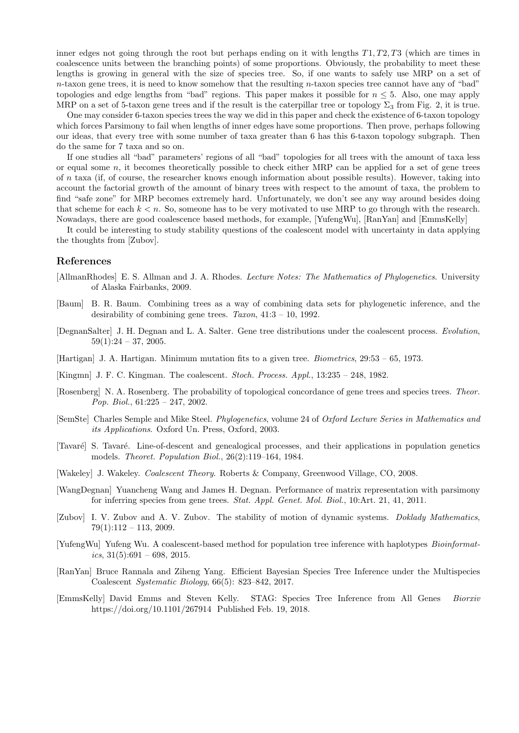inner edges not going through the root but perhaps ending on it with lengths $T1, T2, T3$ (which are times in coalescence units between the branching points) of some proportions. Obviously, the probability to meet these lengths is growing in general with the size of species tree. So, if one wants to safely use MRP on a set of $n$-taxon gene trees, it is need to know somehow that the resulting $n$-taxon species tree cannot have any of "bad" topologies and edge lengths from "bad" regions. This paper makes it possible for $n \leq 5$. Also, one may apply MRP on a set of 5-taxon gene trees and if the result is the caterpillar tree or topology $\Sigma_3$ from Fig. 2, it is true.

One may consider 6-taxon species trees the way we did in this paper and check the existence of 6-taxon topology which forces Parsimony to fail when lengths of inner edges have some proportions. Then prove, perhaps following our ideas, that every tree with some number of taxa greater than 6 has this 6-taxon topology subgraph. Then do the same for 7 taxa and so on.

If one studies all "bad" parameters' regions of all "bad" topologies for all trees with the amount of taxa less or equal some $n$, it becomes theoretically possible to check either MRP can be applied for a set of gene trees of $n$ taxa (if, of course, the researcher knows enough information about possible results). However, taking into account the factorial growth of the amount of binary trees with respect to the amount of taxa, the problem to find "safe zone" for MRP becomes extremely hard. Unfortunately, we don't see any way around besides doing that scheme for each $k < n$. So, someone has to be very motivated to use MRP to go through with the research. Nowadays, there are good coalescence based methods, for example, [YufengWu], [RanYan] and [EmmsKelly]

It could be interesting to study stability questions of the coalescent model with uncertainty in data applying the thoughts from [Zubov].

## References

[AllmanRhodes] E. S. Allman and J. A. Rhodes. *Lecture Notes: The Mathematics of Phylogenetics*. University of Alaska Fairbanks, 2009.

[Baum] B. R. Baum. Combining trees as a way of combining data sets for phylogenetic inference, and the desirability of combining gene trees. *Taxon*, 41:3 – 10, 1992.

[DegnanSalter] J. H. Degnan and L. A. Salter. Gene tree distributions under the coalescent process. *Evolution*, 59(1):24 – 37, 2005.

[Hartigan] J. A. Hartigan. Minimum mutation fits to a given tree. *Biometrics*, 29:53 – 65, 1973.

[Kingmn] J. F. C. Kingman. The coalescent. *Stoch. Process. Appl.*, 13:235 – 248, 1982.

[Rosenberg] N. A. Rosenberg. The probability of topological concordance of gene trees and species trees. *Theor. Pop. Biol.*, 61:225 – 247, 2002.

[SemSte] Charles Semple and Mike Steel. *Phylogenetics*, volume 24 of *Oxford Lecture Series in Mathematics and its Applications*. Oxford Un. Press, Oxford, 2003.

[Tavaré] S. Tavaré. Line-of-descent and genealogical processes, and their applications in population genetics models. *Theoret. Population Biol.*, 26(2):119–164, 1984.

[Wakeley] J. Wakeley. *Coalescent Theory*. Roberts & Company, Greenwood Village, CO, 2008.

[WangDegnan] Yuancheng Wang and James H. Degnan. Performance of matrix representation with parsimony for inferring species from gene trees. *Stat. Appl. Genet. Mol. Biol.*, 10:Art. 21, 41, 2011.

[Zubov] I. V. Zubov and A. V. Zubov. The stability of motion of dynamic systems. *Doklady Mathematics*, 79(1):112 – 113, 2009.

[YufengWu] Yufeng Wu. A coalescent-based method for population tree inference with haplotypes *Bioinformatics*, 31(5):691 – 698, 2015.

[RanYan] Bruce Rannala and Ziheng Yang. Efficient Bayesian Species Tree Inference under the Multispecies Coalescent *Systematic Biology*, 66(5): 823–842, 2017.

[EmmsKelly] David Emms and Steven Kelly. STAG: Species Tree Inference from All Genes *Biorxiv* https://doi.org/10.1101/267914 Published Feb. 19, 2018.